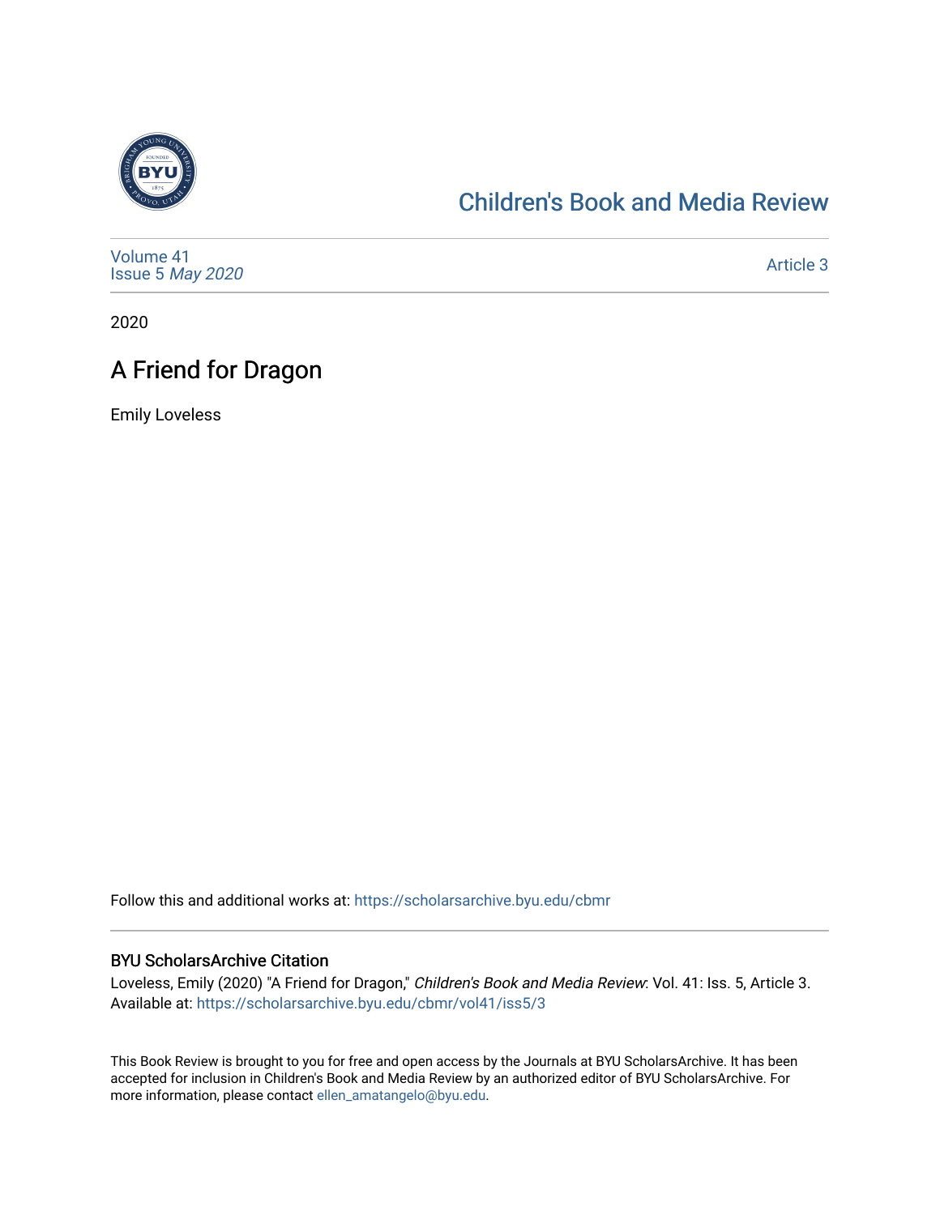Children's Book and Media Review

Volume 41
Issue 5 *May 2020*

Article 3

2020

# A Friend for Dragon

Emily Loveless

Follow this and additional works at: https://scholarsarchive.byu.edu/cbmr

## BYU ScholarsArchive Citation

Loveless, Emily (2020) "A Friend for Dragon," *Children's Book and Media Review*: Vol. 41: Iss. 5, Article 3.
Available at: https://scholarsarchive.byu.edu/cbmr/vol41/iss5/3

This Book Review is brought to you for free and open access by the Journals at BYU ScholarsArchive. It has been accepted for inclusion in Children's Book and Media Review by an authorized editor of BYU ScholarsArchive. For more information, please contact ellen_amatangelo@byu.edu.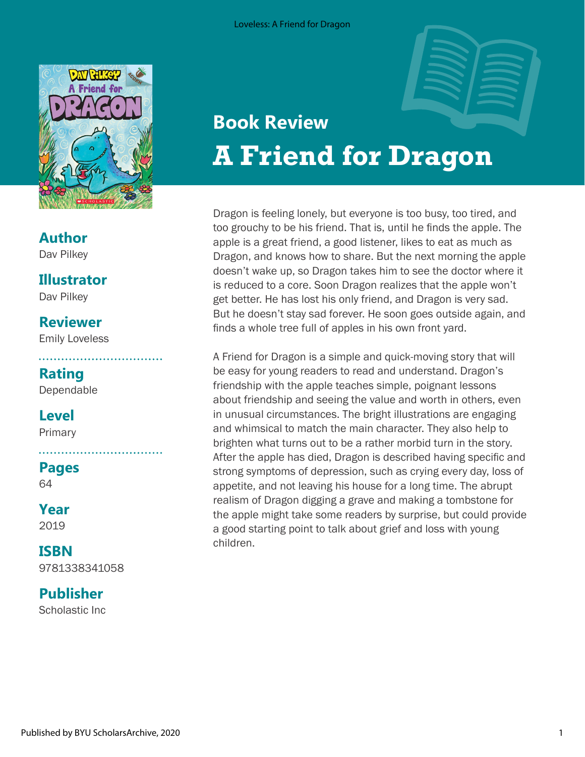## Book Review

# A Friend for Dragon

**Author**
Dav Pilkey

**Illustrator**
Dav Pilkey

**Reviewer**
Emily Loveless

**Rating**
Dependable

**Level**
Primary

**Pages**
64

**Year**
2019

**ISBN**
9781338341058

**Publisher**
Scholastic Inc

Dragon is feeling lonely, but everyone is too busy, too tired, and too grouchy to be his friend. That is, until he finds the apple. The apple is a great friend, a good listener, likes to eat as much as Dragon, and knows how to share. But the next morning the apple doesn't wake up, so Dragon takes him to see the doctor where it is reduced to a core. Soon Dragon realizes that the apple won't get better. He has lost his only friend, and Dragon is very sad. But he doesn't stay sad forever. He soon goes outside again, and finds a whole tree full of apples in his own front yard.

A Friend for Dragon is a simple and quick-moving story that will be easy for young readers to read and understand. Dragon's friendship with the apple teaches simple, poignant lessons about friendship and seeing the value and worth in others, even in unusual circumstances. The bright illustrations are engaging and whimsical to match the main character. They also help to brighten what turns out to be a rather morbid turn in the story. After the apple has died, Dragon is described having specific and strong symptoms of depression, such as crying every day, loss of appetite, and not leaving his house for a long time. The abrupt realism of Dragon digging a grave and making a tombstone for the apple might take some readers by surprise, but could provide a good starting point to talk about grief and loss with young children.